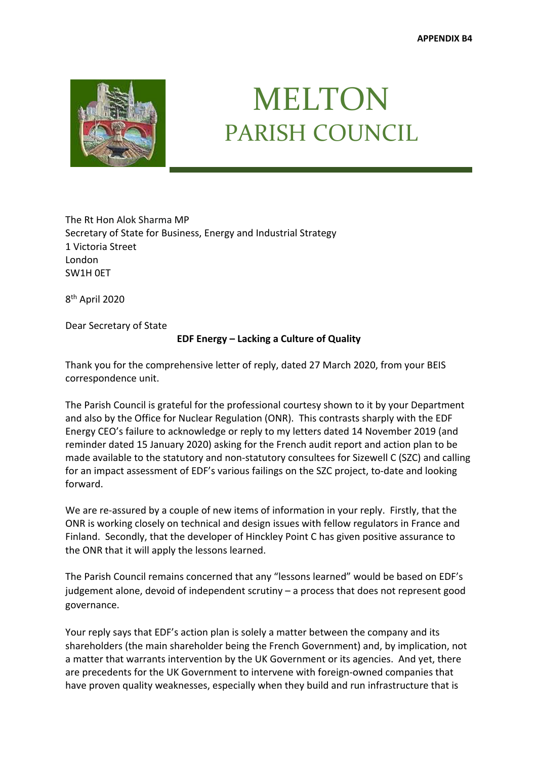APPENDIX B4

# MELTON
## PARISH COUNCIL

The Rt Hon Alok Sharma MP
Secretary of State for Business, Energy and Industrial Strategy
1 Victoria Street
London
SW1H 0ET

8th April 2020

Dear Secretary of State

**EDF Energy – Lacking a Culture of Quality**

Thank you for the comprehensive letter of reply, dated 27 March 2020, from your BEIS correspondence unit.

The Parish Council is grateful for the professional courtesy shown to it by your Department and also by the Office for Nuclear Regulation (ONR). This contrasts sharply with the EDF Energy CEO's failure to acknowledge or reply to my letters dated 14 November 2019 (and reminder dated 15 January 2020) asking for the French audit report and action plan to be made available to the statutory and non-statutory consultees for Sizewell C (SZC) and calling for an impact assessment of EDF's various failings on the SZC project, to-date and looking forward.

We are re-assured by a couple of new items of information in your reply. Firstly, that the ONR is working closely on technical and design issues with fellow regulators in France and Finland. Secondly, that the developer of Hinckley Point C has given positive assurance to the ONR that it will apply the lessons learned.

The Parish Council remains concerned that any "lessons learned" would be based on EDF's judgement alone, devoid of independent scrutiny – a process that does not represent good governance.

Your reply says that EDF's action plan is solely a matter between the company and its shareholders (the main shareholder being the French Government) and, by implication, not a matter that warrants intervention by the UK Government or its agencies. And yet, there are precedents for the UK Government to intervene with foreign-owned companies that have proven quality weaknesses, especially when they build and run infrastructure that is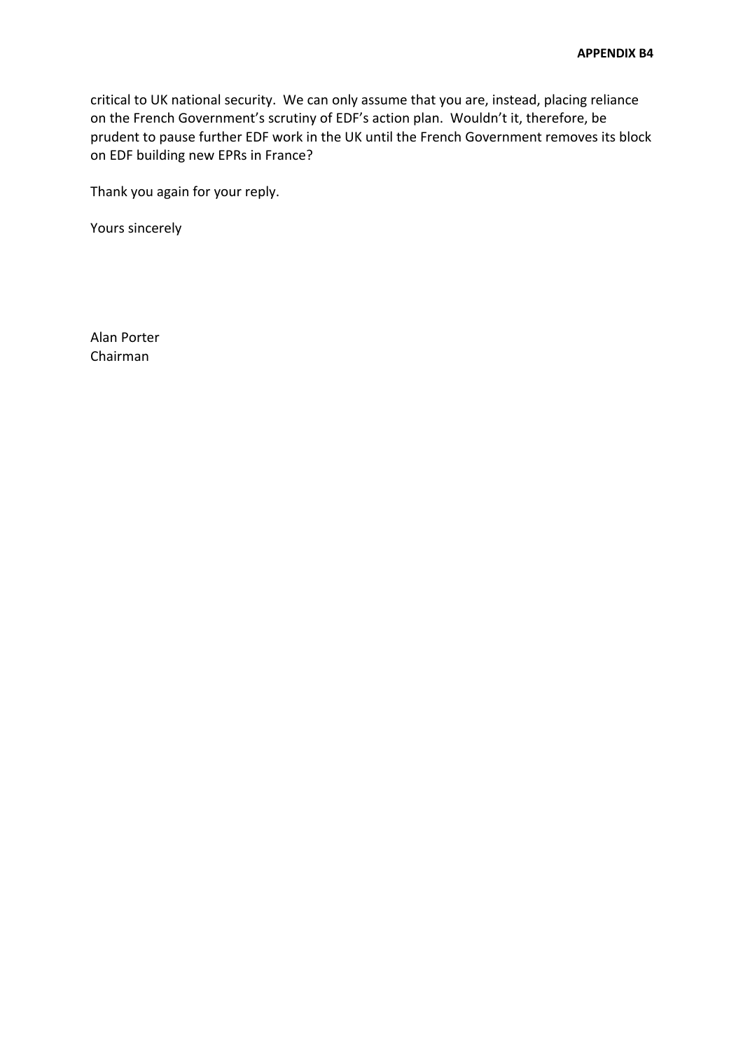critical to UK national security. We can only assume that you are, instead, placing reliance on the French Government's scrutiny of EDF's action plan. Wouldn't it, therefore, be prudent to pause further EDF work in the UK until the French Government removes its block on EDF building new EPRs in France?

Thank you again for your reply.

Yours sincerely

Alan Porter
Chairman